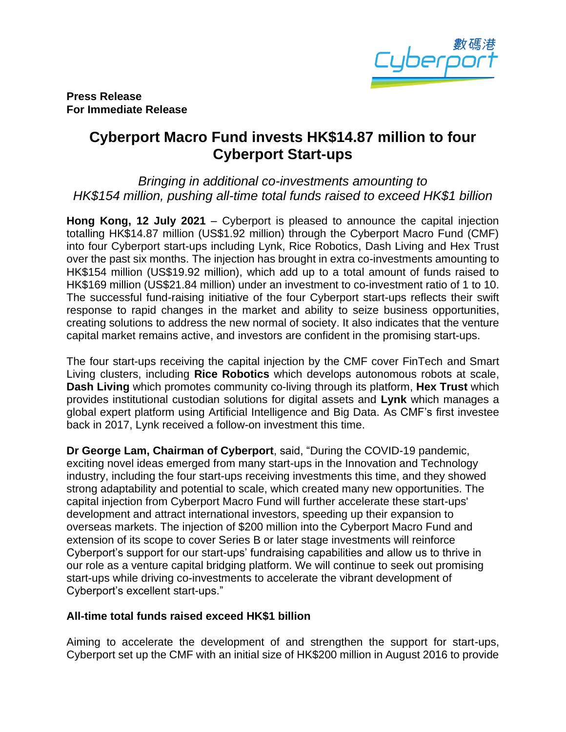**Press Release**
**For Immediate Release**

# Cyberport Macro Fund invests HK$14.87 million to four Cyberport Start-ups

*Bringing in additional co-investments amounting to HK$154 million, pushing all-time total funds raised to exceed HK$1 billion*

**Hong Kong, 12 July 2021** – Cyberport is pleased to announce the capital injection totalling HK$14.87 million (US$1.92 million) through the Cyberport Macro Fund (CMF) into four Cyberport start-ups including Lynk, Rice Robotics, Dash Living and Hex Trust over the past six months. The injection has brought in extra co-investments amounting to HK$154 million (US$19.92 million), which add up to a total amount of funds raised to HK$169 million (US$21.84 million) under an investment to co-investment ratio of 1 to 10. The successful fund-raising initiative of the four Cyberport start-ups reflects their swift response to rapid changes in the market and ability to seize business opportunities, creating solutions to address the new normal of society. It also indicates that the venture capital market remains active, and investors are confident in the promising start-ups.

The four start-ups receiving the capital injection by the CMF cover FinTech and Smart Living clusters, including **Rice Robotics** which develops autonomous robots at scale, **Dash Living** which promotes community co-living through its platform, **Hex Trust** which provides institutional custodian solutions for digital assets and **Lynk** which manages a global expert platform using Artificial Intelligence and Big Data. As CMF's first investee back in 2017, Lynk received a follow-on investment this time.

**Dr George Lam, Chairman of Cyberport**, said, "During the COVID-19 pandemic, exciting novel ideas emerged from many start-ups in the Innovation and Technology industry, including the four start-ups receiving investments this time, and they showed strong adaptability and potential to scale, which created many new opportunities. The capital injection from Cyberport Macro Fund will further accelerate these start-ups' development and attract international investors, speeding up their expansion to overseas markets. The injection of $200 million into the Cyberport Macro Fund and extension of its scope to cover Series B or later stage investments will reinforce Cyberport's support for our start-ups' fundraising capabilities and allow us to thrive in our role as a venture capital bridging platform. We will continue to seek out promising start-ups while driving co-investments to accelerate the vibrant development of Cyberport's excellent start-ups."

## All-time total funds raised exceed HK$1 billion

Aiming to accelerate the development of and strengthen the support for start-ups, Cyberport set up the CMF with an initial size of HK$200 million in August 2016 to provide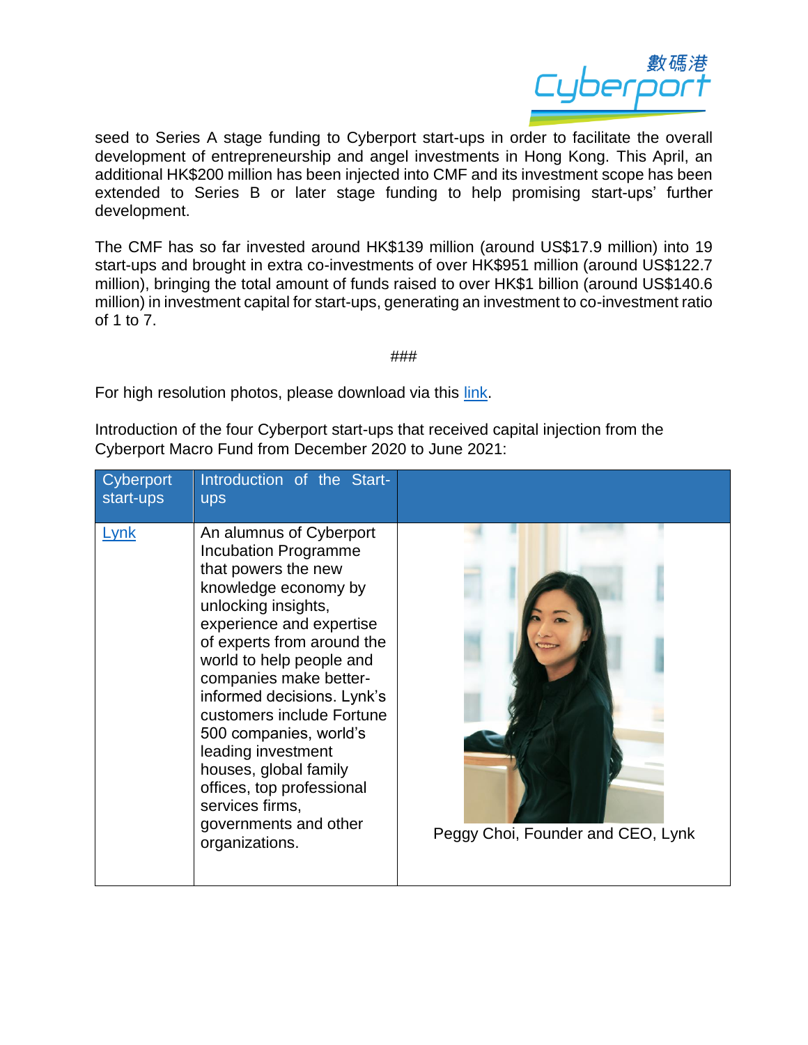seed to Series A stage funding to Cyberport start-ups in order to facilitate the overall development of entrepreneurship and angel investments in Hong Kong. This April, an additional HK$200 million has been injected into CMF and its investment scope has been extended to Series B or later stage funding to help promising start-ups' further development.

The CMF has so far invested around HK$139 million (around US$17.9 million) into 19 start-ups and brought in extra co-investments of over HK$951 million (around US$122.7 million), bringing the total amount of funds raised to over HK$1 billion (around US$140.6 million) in investment capital for start-ups, generating an investment to co-investment ratio of 1 to 7.

###

For high resolution photos, please download via this link.

Introduction of the four Cyberport start-ups that received capital injection from the Cyberport Macro Fund from December 2020 to June 2021:

| Cyberport start-ups | Introduction of the Start-ups | |
|---|---|---|
| Lynk | An alumnus of Cyberport Incubation Programme that powers the new knowledge economy by unlocking insights, experience and expertise of experts from around the world to help people and companies make better-informed decisions. Lynk's customers include Fortune 500 companies, world's leading investment houses, global family offices, top professional services firms, governments and other organizations. | Peggy Choi, Founder and CEO, Lynk |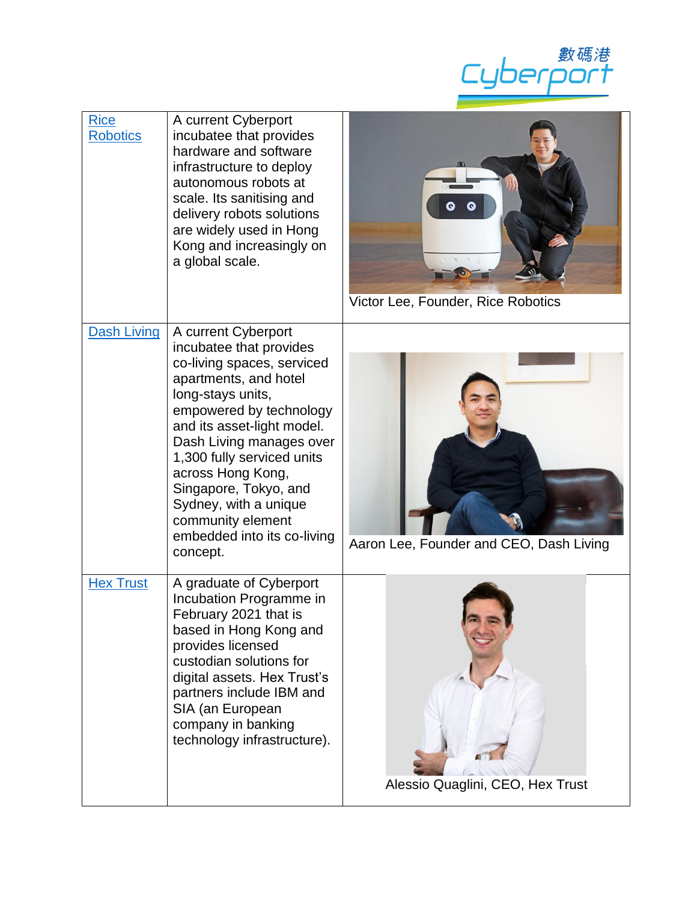| [Rice Robotics]() | A current Cyberport incubatee that provides hardware and software infrastructure to deploy autonomous robots at scale. Its sanitising and delivery robots solutions are widely used in Hong Kong and increasingly on a global scale. | Victor Lee, Founder, Rice Robotics |
|---|---|---|
| [Dash Living]() | A current Cyberport incubatee that provides co-living spaces, serviced apartments, and hotel long-stays units, empowered by technology and its asset-light model. Dash Living manages over 1,300 fully serviced units across Hong Kong, Singapore, Tokyo, and Sydney, with a unique community element embedded into its co-living concept. | Aaron Lee, Founder and CEO, Dash Living |
| [Hex Trust]() | A graduate of Cyberport Incubation Programme in February 2021 that is based in Hong Kong and provides licensed custodian solutions for digital assets. Hex Trust's partners include IBM and SIA (an European company in banking technology infrastructure). | Alessio Quaglini, CEO, Hex Trust |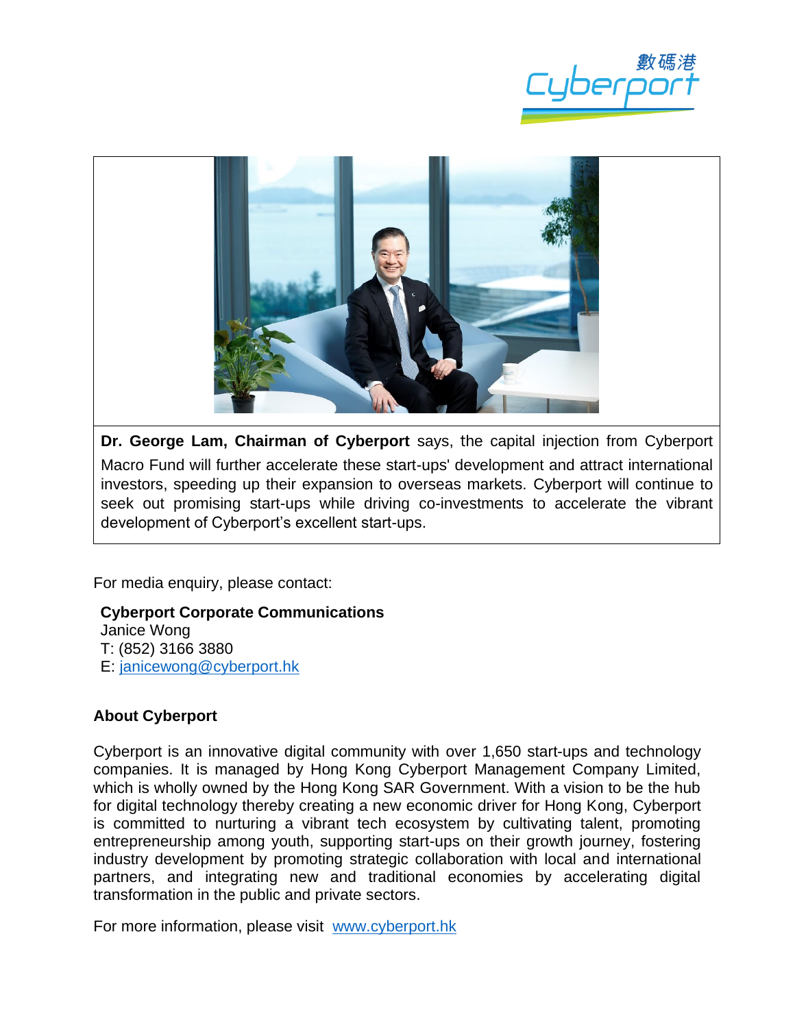**Dr. George Lam, Chairman of Cyberport** says, the capital injection from Cyberport Macro Fund will further accelerate these start-ups' development and attract international investors, speeding up their expansion to overseas markets. Cyberport will continue to seek out promising start-ups while driving co-investments to accelerate the vibrant development of Cyberport's excellent start-ups.

For media enquiry, please contact:

**Cyberport Corporate Communications**
Janice Wong
T: (852) 3166 3880
E: janicewong@cyberport.hk

**About Cyberport**

Cyberport is an innovative digital community with over 1,650 start-ups and technology companies. It is managed by Hong Kong Cyberport Management Company Limited, which is wholly owned by the Hong Kong SAR Government. With a vision to be the hub for digital technology thereby creating a new economic driver for Hong Kong, Cyberport is committed to nurturing a vibrant tech ecosystem by cultivating talent, promoting entrepreneurship among youth, supporting start-ups on their growth journey, fostering industry development by promoting strategic collaboration with local and international partners, and integrating new and traditional economies by accelerating digital transformation in the public and private sectors.

For more information, please visit www.cyberport.hk